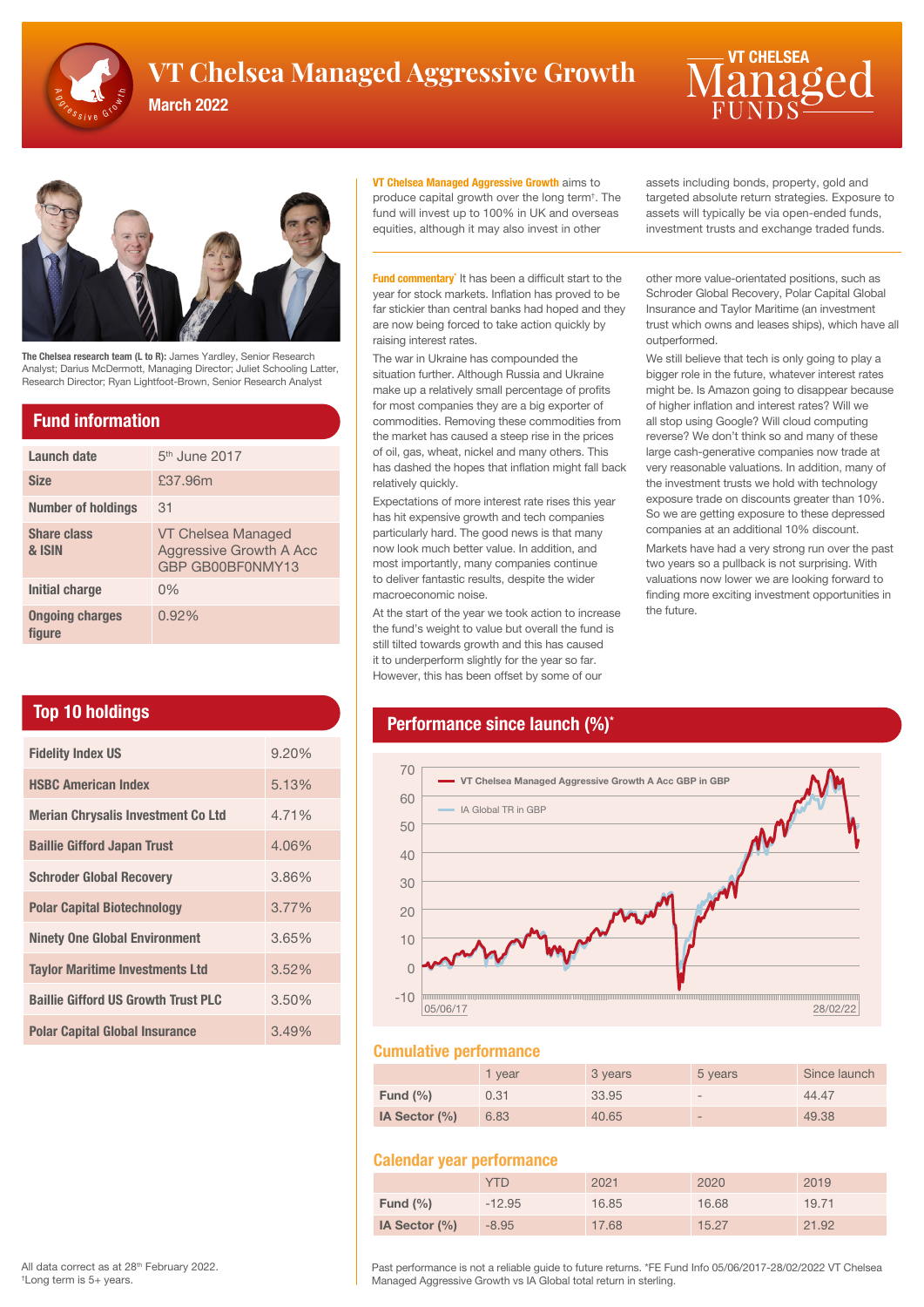# VT Chelsea Managed Aggressive Growth

**March 2022**

VT CHELSEA Managed FUNDS

**The Chelsea research team (L to R):** James Yardley, Senior Research Analyst; Darius McDermott, Managing Director; Juliet Schooling Latter, Research Director; Ryan Lightfoot-Brown, Senior Research Analyst

## Fund information

| | |
|---|---|
| **Launch date** | 5th June 2017 |
| **Size** | £37.96m |
| **Number of holdings** | 31 |
| **Share class & ISIN** | VT Chelsea Managed Aggressive Growth A Acc GBP GB00BF0NMY13 |
| **Initial charge** | 0% |
| **Ongoing charges figure** | 0.92% |

## Top 10 holdings

| | |
|---|---|
| **Fidelity Index US** | 9.20% |
| **HSBC American Index** | 5.13% |
| **Merian Chrysalis Investment Co Ltd** | 4.71% |
| **Baillie Gifford Japan Trust** | 4.06% |
| **Schroder Global Recovery** | 3.86% |
| **Polar Capital Biotechnology** | 3.77% |
| **Ninety One Global Environment** | 3.65% |
| **Taylor Maritime Investments Ltd** | 3.52% |
| **Baillie Gifford US Growth Trust PLC** | 3.50% |
| **Polar Capital Global Insurance** | 3.49% |

**VT Chelsea Managed Aggressive Growth** aims to produce capital growth over the long term†. The fund will invest up to 100% in UK and overseas equities, although it may also invest in other assets including bonds, property, gold and targeted absolute return strategies. Exposure to assets will typically be via open-ended funds, investment trusts and exchange traded funds.

**Fund commentary*** It has been a difficult start to the year for stock markets. Inflation has proved to be far stickier than central banks had hoped and they are now being forced to take action quickly by raising interest rates.

The war in Ukraine has compounded the situation further. Although Russia and Ukraine make up a relatively small percentage of profits for most companies they are a big exporter of commodities. Removing these commodities from the market has caused a steep rise in the prices of oil, gas, wheat, nickel and many others. This has dashed the hopes that inflation might fall back relatively quickly.

Expectations of more interest rate rises this year has hit expensive growth and tech companies particularly hard. The good news is that many now look much better value. In addition, and most importantly, many companies continue to deliver fantastic results, despite the wider macroeconomic noise.

At the start of the year we took action to increase the fund's weight to value but overall the fund is still tilted towards growth and this has caused it to underperform slightly for the year so far. However, this has been offset by some of our other more value-orientated positions, such as Schroder Global Recovery, Polar Capital Global Insurance and Taylor Maritime (an investment trust which owns and leases ships), which have all outperformed.

We still believe that tech is only going to play a bigger role in the future, whatever interest rates might be. Is Amazon going to disappear because of higher inflation and interest rates? Will we all stop using Google? Will cloud computing reverse? We don't think so and many of these large cash-generative companies now trade at very reasonable valuations. In addition, many of the investment trusts we hold with technology exposure trade on discounts greater than 10%. So we are getting exposure to these depressed companies at an additional 10% discount.

Markets have had a very strong run over the past two years so a pullback is not surprising. With valuations now lower we are looking forward to finding more exciting investment opportunities in the future.

## Performance since launch (%)*

Chart: VT Chelsea Managed Aggressive Growth A Acc GBP in GBP vs IA Global TR in GBP, 05/06/17 – 28/02/22

### Cumulative performance

| | 1 year | 3 years | 5 years | Since launch |
|---|---|---|---|---|
| **Fund (%)** | 0.31 | 33.95 | - | 44.47 |
| **IA Sector (%)** | 6.83 | 40.65 | - | 49.38 |

### Calendar year performance

| | YTD | 2021 | 2020 | 2019 |
|---|---|---|---|---|
| **Fund (%)** | -12.95 | 16.85 | 16.68 | 19.71 |
| **IA Sector (%)** | -8.95 | 17.68 | 15.27 | 21.92 |

All data correct as at 28th February 2022.
†Long term is 5+ years.

Past performance is not a reliable guide to future returns. *FE Fund Info 05/06/2017-28/02/2022 VT Chelsea Managed Aggressive Growth vs IA Global total return in sterling.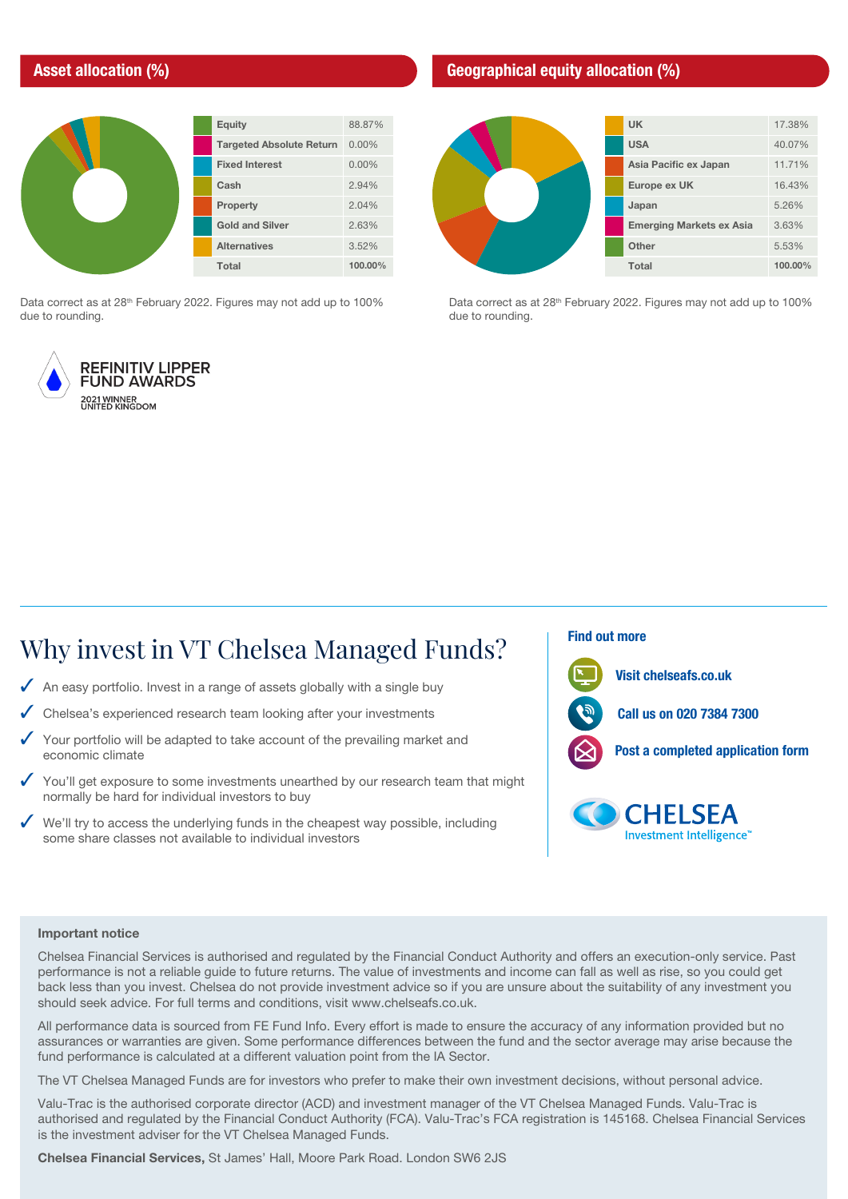## Asset allocation (%)

| | |
|---|---|
| Equity | 88.87% |
| Targeted Absolute Return | 0.00% |
| Fixed Interest | 0.00% |
| Cash | 2.94% |
| Property | 2.04% |
| Gold and Silver | 2.63% |
| Alternatives | 3.52% |
| **Total** | **100.00%** |

Data correct as at 28th February 2022. Figures may not add up to 100% due to rounding.

## Geographical equity allocation (%)

| | |
|---|---|
| UK | 17.38% |
| USA | 40.07% |
| Asia Pacific ex Japan | 11.71% |
| Europe ex UK | 16.43% |
| Japan | 5.26% |
| Emerging Markets ex Asia | 3.63% |
| Other | 5.53% |
| **Total** | **100.00%** |

Data correct as at 28th February 2022. Figures may not add up to 100% due to rounding.

REFINITIV LIPPER FUND AWARDS
2021 WINNER
UNITED KINGDOM

# Why invest in VT Chelsea Managed Funds?

- ✓ An easy portfolio. Invest in a range of assets globally with a single buy
- ✓ Chelsea's experienced research team looking after your investments
- ✓ Your portfolio will be adapted to take account of the prevailing market and economic climate
- ✓ You'll get exposure to some investments unearthed by our research team that might normally be hard for individual investors to buy
- ✓ We'll try to access the underlying funds in the cheapest way possible, including some share classes not available to individual investors

### Find out more

**Visit chelseafs.co.uk**

**Call us on 020 7384 7300**

**Post a completed application form**

CHELSEA
Investment Intelligence™

**Important notice**

Chelsea Financial Services is authorised and regulated by the Financial Conduct Authority and offers an execution-only service. Past performance is not a reliable guide to future returns. The value of investments and income can fall as well as rise, so you could get back less than you invest. Chelsea do not provide investment advice so if you are unsure about the suitability of any investment you should seek advice. For full terms and conditions, visit www.chelseafs.co.uk.

All performance data is sourced from FE Fund Info. Every effort is made to ensure the accuracy of any information provided but no assurances or warranties are given. Some performance differences between the fund and the sector average may arise because the fund performance is calculated at a different valuation point from the IA Sector.

The VT Chelsea Managed Funds are for investors who prefer to make their own investment decisions, without personal advice.

Valu-Trac is the authorised corporate director (ACD) and investment manager of the VT Chelsea Managed Funds. Valu-Trac is authorised and regulated by the Financial Conduct Authority (FCA). Valu-Trac's FCA registration is 145168. Chelsea Financial Services is the investment adviser for the VT Chelsea Managed Funds.

**Chelsea Financial Services,** St James' Hall, Moore Park Road. London SW6 2JS